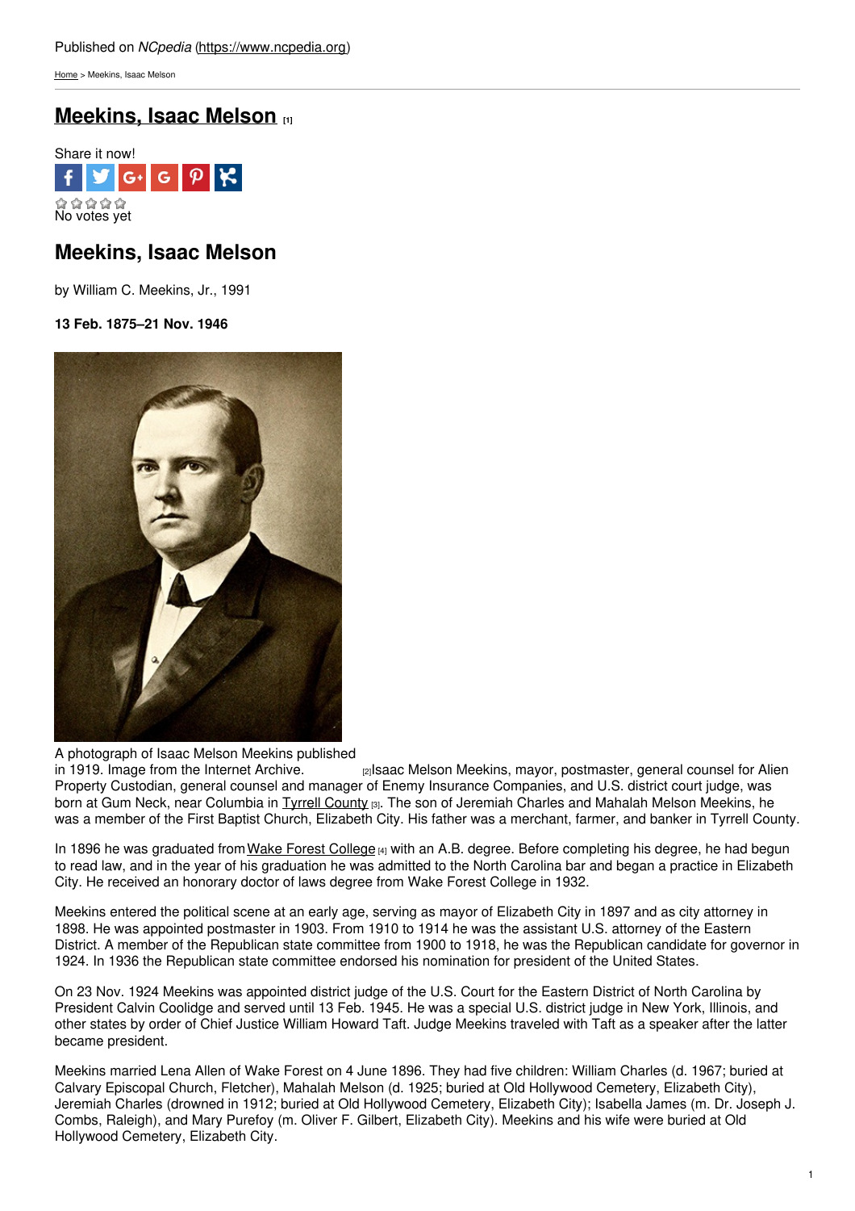Published on *NCpedia* (https://www.ncpedia.org)

Home > Meekins, Isaac Melson

# Meekins, Isaac Melson [1]

Share it now!

No votes yet

## Meekins, Isaac Melson

by William C. Meekins, Jr., 1991

**13 Feb. 1875–21 Nov. 1946**

A photograph of Isaac Melson Meekins published in 1919. Image from the Internet Archive. [2]

Isaac Melson Meekins, mayor, postmaster, general counsel for Alien Property Custodian, general counsel and manager of Enemy Insurance Companies, and U.S. district court judge, was born at Gum Neck, near Columbia in Tyrrell County [3]. The son of Jeremiah Charles and Mahalah Melson Meekins, he was a member of the First Baptist Church, Elizabeth City. His father was a merchant, farmer, and banker in Tyrrell County.

In 1896 he was graduated from Wake Forest College [4] with an A.B. degree. Before completing his degree, he had begun to read law, and in the year of his graduation he was admitted to the North Carolina bar and began a practice in Elizabeth City. He received an honorary doctor of laws degree from Wake Forest College in 1932.

Meekins entered the political scene at an early age, serving as mayor of Elizabeth City in 1897 and as city attorney in 1898. He was appointed postmaster in 1903. From 1910 to 1914 he was the assistant U.S. attorney of the Eastern District. A member of the Republican state committee from 1900 to 1918, he was the Republican candidate for governor in 1924. In 1936 the Republican state committee endorsed his nomination for president of the United States.

On 23 Nov. 1924 Meekins was appointed district judge of the U.S. Court for the Eastern District of North Carolina by President Calvin Coolidge and served until 13 Feb. 1945. He was a special U.S. district judge in New York, Illinois, and other states by order of Chief Justice William Howard Taft. Judge Meekins traveled with Taft as a speaker after the latter became president.

Meekins married Lena Allen of Wake Forest on 4 June 1896. They had five children: William Charles (d. 1967; buried at Calvary Episcopal Church, Fletcher), Mahalah Melson (d. 1925; buried at Old Hollywood Cemetery, Elizabeth City), Jeremiah Charles (drowned in 1912; buried at Old Hollywood Cemetery, Elizabeth City); Isabella James (m. Dr. Joseph J. Combs, Raleigh), and Mary Purefoy (m. Oliver F. Gilbert, Elizabeth City). Meekins and his wife were buried at Old Hollywood Cemetery, Elizabeth City.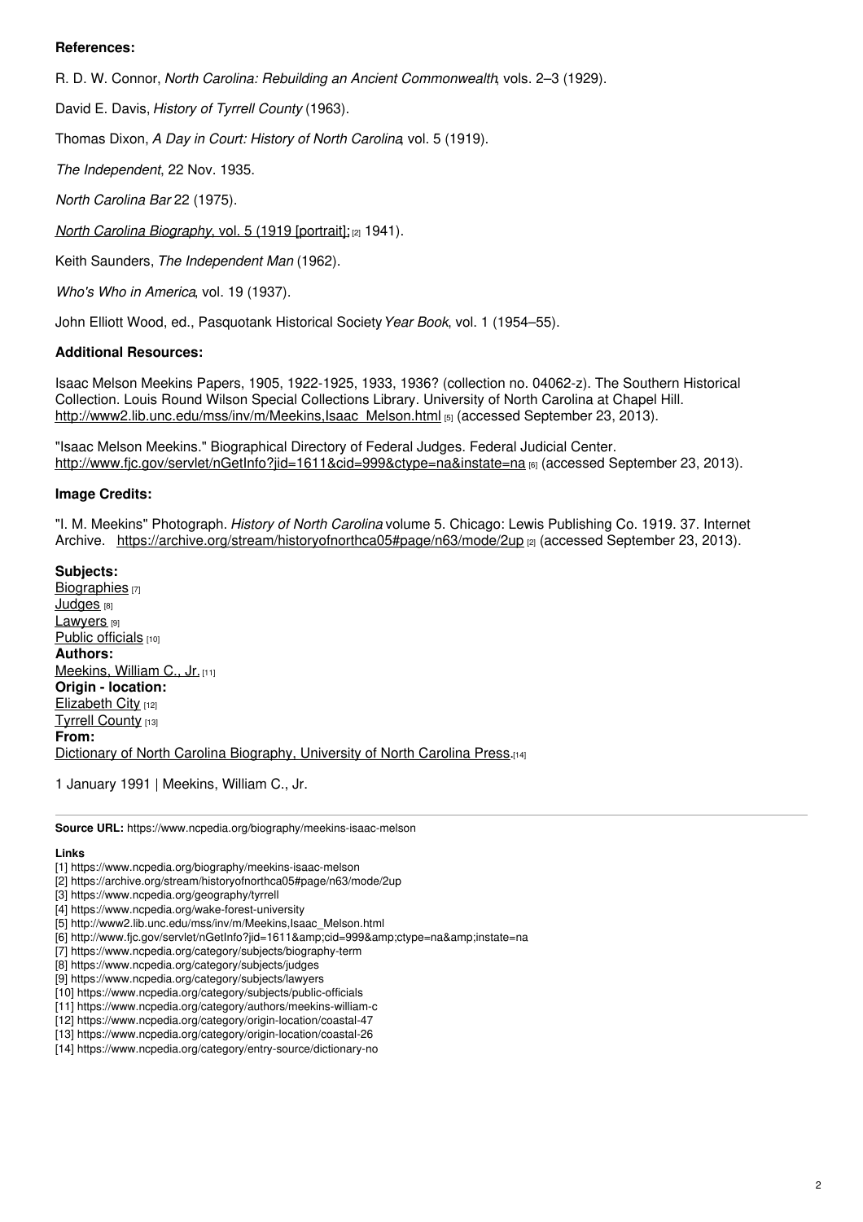**References:**

R. D. W. Connor, *North Carolina: Rebuilding an Ancient Commonwealth*, vols. 2–3 (1929).

David E. Davis, *History of Tyrrell County* (1963).

Thomas Dixon, *A Day in Court: History of North Carolina*, vol. 5 (1919).

*The Independent*, 22 Nov. 1935.

*North Carolina Bar* 22 (1975).

*North Carolina Biography*, vol. 5 (1919 [portrait]; [2] 1941).

Keith Saunders, *The Independent Man* (1962).

*Who's Who in America*, vol. 19 (1937).

John Elliott Wood, ed., Pasquotank Historical Society *Year Book*, vol. 1 (1954–55).

**Additional Resources:**

Isaac Melson Meekins Papers, 1905, 1922-1925, 1933, 1936? (collection no. 04062-z). The Southern Historical Collection. Louis Round Wilson Special Collections Library. University of North Carolina at Chapel Hill. http://www2.lib.unc.edu/mss/inv/m/Meekins,Isaac_Melson.html [5] (accessed September 23, 2013).

"Isaac Melson Meekins." Biographical Directory of Federal Judges. Federal Judicial Center. http://www.fjc.gov/servlet/nGetInfo?jid=1611&cid=999&ctype=na&instate=na [6] (accessed September 23, 2013).

**Image Credits:**

"I. M. Meekins" Photograph. *History of North Carolina* volume 5. Chicago: Lewis Publishing Co. 1919. 37. Internet Archive. https://archive.org/stream/historyofnorthca05#page/n63/mode/2up [2] (accessed September 23, 2013).

**Subjects:**
Biographies [7]
Judges [8]
Lawyers [9]
Public officials [10]
**Authors:**
Meekins, William C., Jr. [11]
**Origin - location:**
Elizabeth City [12]
Tyrrell County [13]
**From:**
Dictionary of North Carolina Biography, University of North Carolina Press.[14]

1 January 1991 | Meekins, William C., Jr.

**Source URL:** https://www.ncpedia.org/biography/meekins-isaac-melson

**Links**
[1] https://www.ncpedia.org/biography/meekins-isaac-melson
[2] https://archive.org/stream/historyofnorthca05#page/n63/mode/2up
[3] https://www.ncpedia.org/geography/tyrrell
[4] https://www.ncpedia.org/wake-forest-university
[5] http://www2.lib.unc.edu/mss/inv/m/Meekins,Isaac_Melson.html
[6] http://www.fjc.gov/servlet/nGetInfo?jid=1611&amp;cid=999&amp;ctype=na&amp;instate=na
[7] https://www.ncpedia.org/category/subjects/biography-term
[8] https://www.ncpedia.org/category/subjects/judges
[9] https://www.ncpedia.org/category/subjects/lawyers
[10] https://www.ncpedia.org/category/subjects/public-officials
[11] https://www.ncpedia.org/category/authors/meekins-william-c
[12] https://www.ncpedia.org/category/origin-location/coastal-47
[13] https://www.ncpedia.org/category/origin-location/coastal-26
[14] https://www.ncpedia.org/category/entry-source/dictionary-no